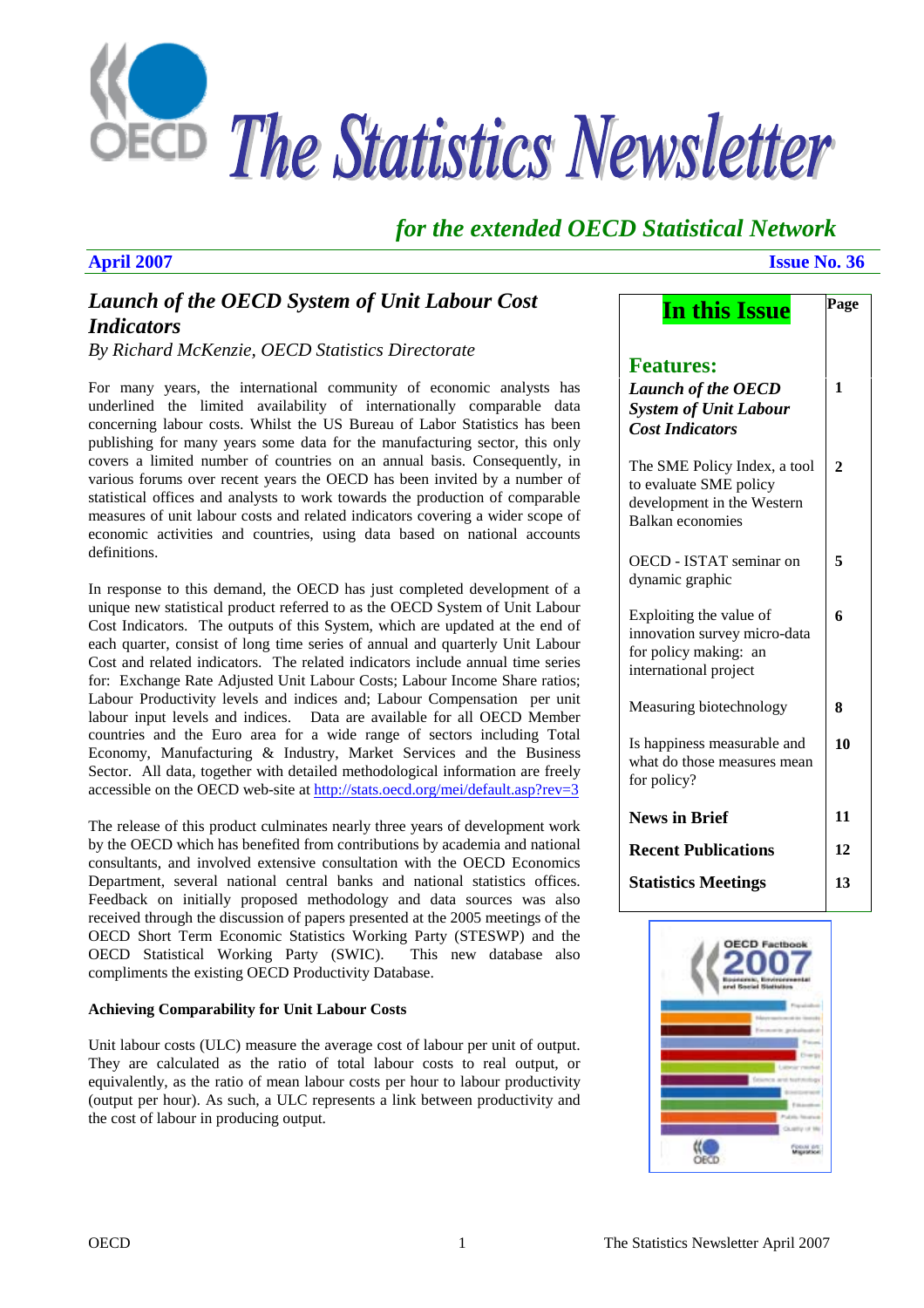# The Statistics Newsletter

*for the extended OECD Statistical Network*

**April 2007** **Issue No. 36**

## *Launch of the OECD System of Unit Labour Cost Indicators*

*By Richard McKenzie, OECD Statistics Directorate*

For many years, the international community of economic analysts has underlined the limited availability of internationally comparable data concerning labour costs. Whilst the US Bureau of Labor Statistics has been publishing for many years some data for the manufacturing sector, this only covers a limited number of countries on an annual basis. Consequently, in various forums over recent years the OECD has been invited by a number of statistical offices and analysts to work towards the production of comparable measures of unit labour costs and related indicators covering a wider scope of economic activities and countries, using data based on national accounts definitions.

In response to this demand, the OECD has just completed development of a unique new statistical product referred to as the OECD System of Unit Labour Cost Indicators. The outputs of this System, which are updated at the end of each quarter, consist of long time series of annual and quarterly Unit Labour Cost and related indicators. The related indicators include annual time series for: Exchange Rate Adjusted Unit Labour Costs; Labour Income Share ratios; Labour Productivity levels and indices and; Labour Compensation per unit labour input levels and indices. Data are available for all OECD Member countries and the Euro area for a wide range of sectors including Total Economy, Manufacturing & Industry, Market Services and the Business Sector. All data, together with detailed methodological information are freely accessible on the OECD web-site at http://stats.oecd.org/mei/default.asp?rev=3

The release of this product culminates nearly three years of development work by the OECD which has benefited from contributions by academia and national consultants, and involved extensive consultation with the OECD Economics Department, several national central banks and national statistics offices. Feedback on initially proposed methodology and data sources was also received through the discussion of papers presented at the 2005 meetings of the OECD Short Term Economic Statistics Working Party (STESWP) and the OECD Statistical Working Party (SWIC). This new database also compliments the existing OECD Productivity Database.

### Achieving Comparability for Unit Labour Costs

Unit labour costs (ULC) measure the average cost of labour per unit of output. They are calculated as the ratio of total labour costs to real output, or equivalently, as the ratio of mean labour costs per hour to labour productivity (output per hour). As such, a ULC represents a link between productivity and the cost of labour in producing output.

| In this Issue | Page |
|---|---|
| **Features:** | |
| ***Launch of the OECD System of Unit Labour Cost Indicators*** | **1** |
| The SME Policy Index, a tool to evaluate SME policy development in the Western Balkan economies | **2** |
| OECD - ISTAT seminar on dynamic graphic | **5** |
| Exploiting the value of innovation survey micro-data for policy making: an international project | **6** |
| Measuring biotechnology | **8** |
| Is happiness measurable and what do those measures mean for policy? | **10** |
| **News in Brief** | **11** |
| **Recent Publications** | **12** |
| **Statistics Meetings** | **13** |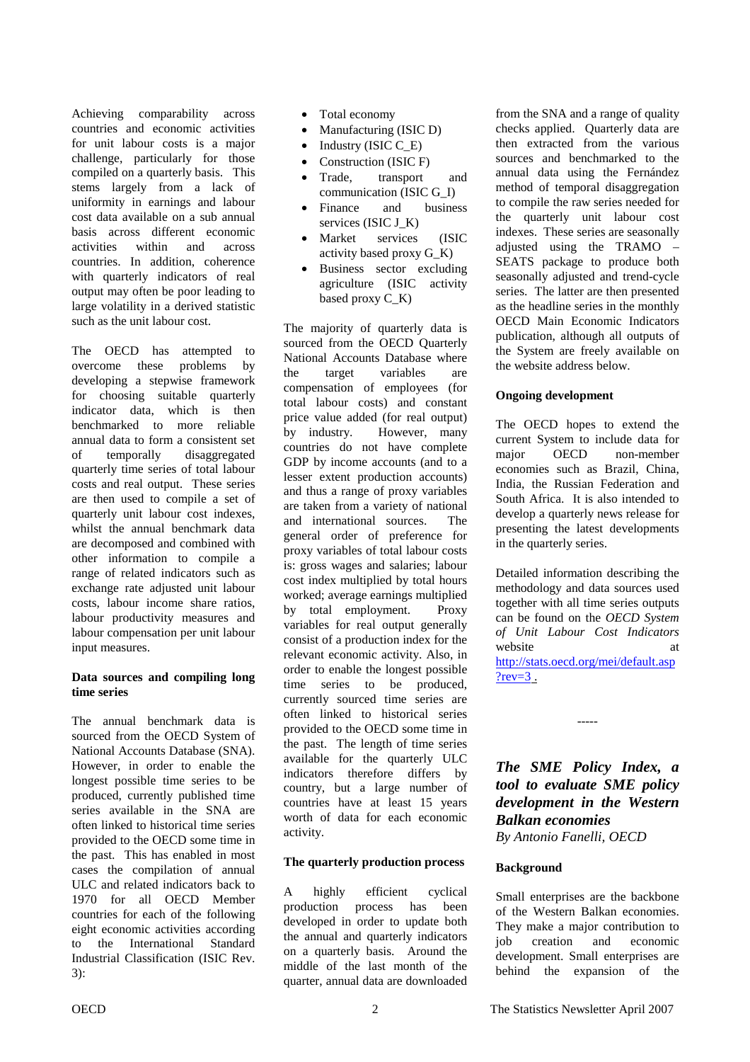Achieving comparability across countries and economic activities for unit labour costs is a major challenge, particularly for those compiled on a quarterly basis. This stems largely from a lack of uniformity in earnings and labour cost data available on a sub annual basis across different economic activities within and across countries. In addition, coherence with quarterly indicators of real output may often be poor leading to large volatility in a derived statistic such as the unit labour cost.

The OECD has attempted to overcome these problems by developing a stepwise framework for choosing suitable quarterly indicator data, which is then benchmarked to more reliable annual data to form a consistent set of temporally disaggregated quarterly time series of total labour costs and real output. These series are then used to compile a set of quarterly unit labour cost indexes, whilst the annual benchmark data are decomposed and combined with other information to compile a range of related indicators such as exchange rate adjusted unit labour costs, labour income share ratios, labour productivity measures and labour compensation per unit labour input measures.

**Data sources and compiling long time series**

The annual benchmark data is sourced from the OECD System of National Accounts Database (SNA). However, in order to enable the longest possible time series to be produced, currently published time series available in the SNA are often linked to historical time series provided to the OECD some time in the past. This has enabled in most cases the compilation of annual ULC and related indicators back to 1970 for all OECD Member countries for each of the following eight economic activities according to the International Standard Industrial Classification (ISIC Rev. 3):

- Total economy
- Manufacturing (ISIC D)
- Industry (ISIC C_E)
- Construction (ISIC F)
- Trade, transport and communication (ISIC G_I)
- Finance and business services (ISIC J_K)
- Market services (ISIC activity based proxy G_K)
- Business sector excluding agriculture (ISIC activity based proxy C_K)

The majority of quarterly data is sourced from the OECD Quarterly National Accounts Database where the target variables are compensation of employees (for total labour costs) and constant price value added (for real output) by industry. However, many countries do not have complete GDP by income accounts (and to a lesser extent production accounts) and thus a range of proxy variables are taken from a variety of national and international sources. The general order of preference for proxy variables of total labour costs is: gross wages and salaries; labour cost index multiplied by total hours worked; average earnings multiplied by total employment. Proxy variables for real output generally consist of a production index for the relevant economic activity. Also, in order to enable the longest possible time series to be produced, currently sourced time series are often linked to historical series provided to the OECD some time in the past. The length of time series available for the quarterly ULC indicators therefore differs by country, but a large number of countries have at least 15 years worth of data for each economic activity.

**The quarterly production process**

A highly efficient cyclical production process has been developed in order to update both the annual and quarterly indicators on a quarterly basis. Around the middle of the last month of the quarter, annual data are downloaded from the SNA and a range of quality checks applied. Quarterly data are then extracted from the various sources and benchmarked to the annual data using the Fernández method of temporal disaggregation to compile the raw series needed for the quarterly unit labour cost indexes. These series are seasonally adjusted using the TRAMO – SEATS package to produce both seasonally adjusted and trend-cycle series. The latter are then presented as the headline series in the monthly OECD Main Economic Indicators publication, although all outputs of the System are freely available on the website address below.

**Ongoing development**

The OECD hopes to extend the current System to include data for major OECD non-member economies such as Brazil, China, India, the Russian Federation and South Africa. It is also intended to develop a quarterly news release for presenting the latest developments in the quarterly series.

Detailed information describing the methodology and data sources used together with all time series outputs can be found on the *OECD System of Unit Labour Cost Indicators* website at http://stats.oecd.org/mei/default.asp?rev=3 .

-----

## *The SME Policy Index, a tool to evaluate SME policy development in the Western Balkan economies*

*By Antonio Fanelli, OECD*

**Background**

Small enterprises are the backbone of the Western Balkan economies. They make a major contribution to job creation and economic development. Small enterprises are behind the expansion of the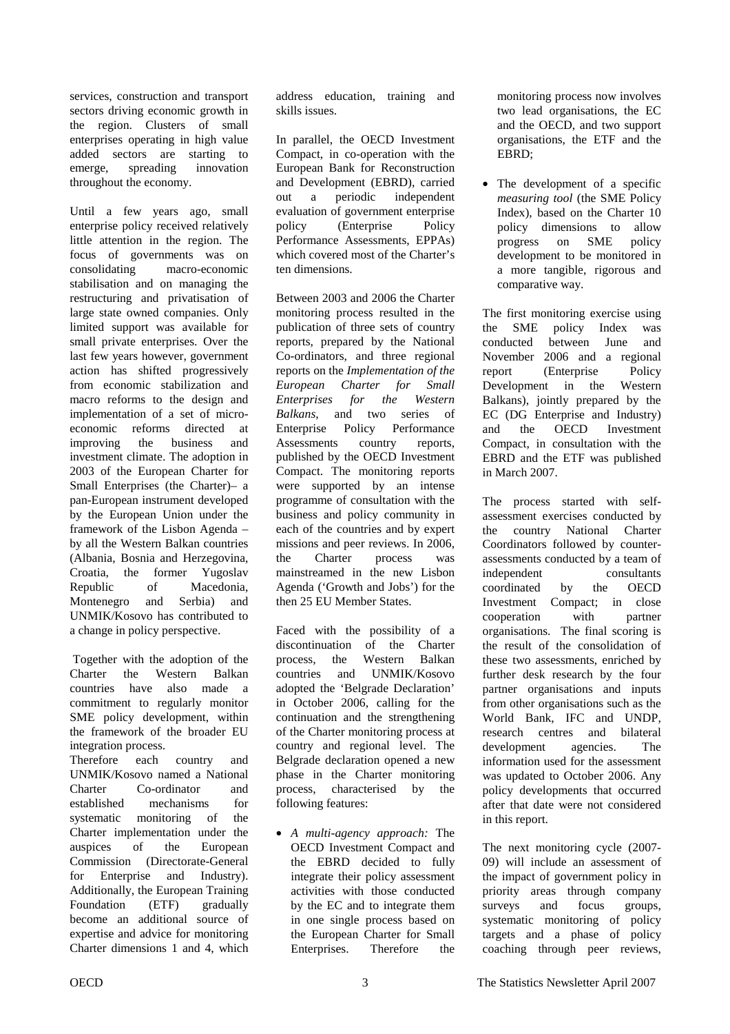services, construction and transport sectors driving economic growth in the region. Clusters of small enterprises operating in high value added sectors are starting to emerge, spreading innovation throughout the economy.

Until a few years ago, small enterprise policy received relatively little attention in the region. The focus of governments was on consolidating macro-economic stabilisation and on managing the restructuring and privatisation of large state owned companies. Only limited support was available for small private enterprises. Over the last few years however, government action has shifted progressively from economic stabilization and macro reforms to the design and implementation of a set of micro-economic reforms directed at improving the business and investment climate. The adoption in 2003 of the European Charter for Small Enterprises (the Charter)– a pan-European instrument developed by the European Union under the framework of the Lisbon Agenda – by all the Western Balkan countries (Albania, Bosnia and Herzegovina, Croatia, the former Yugoslav Republic of Macedonia, Montenegro and Serbia) and UNMIK/Kosovo has contributed to a change in policy perspective.

Together with the adoption of the Charter the Western Balkan countries have also made a commitment to regularly monitor SME policy development, within the framework of the broader EU integration process.
Therefore each country and UNMIK/Kosovo named a National Charter Co-ordinator and established mechanisms for systematic monitoring of the Charter implementation under the auspices of the European Commission (Directorate-General for Enterprise and Industry). Additionally, the European Training Foundation (ETF) gradually become an additional source of expertise and advice for monitoring Charter dimensions 1 and 4, which address education, training and skills issues.

In parallel, the OECD Investment Compact, in co-operation with the European Bank for Reconstruction and Development (EBRD), carried out a periodic independent evaluation of government enterprise policy (Enterprise Policy Performance Assessments, EPPAs) which covered most of the Charter's ten dimensions.

Between 2003 and 2006 the Charter monitoring process resulted in the publication of three sets of country reports, prepared by the National Co-ordinators, and three regional reports on the *Implementation of the European Charter for Small Enterprises for the Western Balkans*, and two series of Enterprise Policy Performance Assessments country reports, published by the OECD Investment Compact. The monitoring reports were supported by an intense programme of consultation with the business and policy community in each of the countries and by expert missions and peer reviews. In 2006, the Charter process was mainstreamed in the new Lisbon Agenda ('Growth and Jobs') for the then 25 EU Member States.

Faced with the possibility of a discontinuation of the Charter process, the Western Balkan countries and UNMIK/Kosovo adopted the 'Belgrade Declaration' in October 2006, calling for the continuation and the strengthening of the Charter monitoring process at country and regional level. The Belgrade declaration opened a new phase in the Charter monitoring process, characterised by the following features:

- *A multi-agency approach:* The OECD Investment Compact and the EBRD decided to fully integrate their policy assessment activities with those conducted by the EC and to integrate them in one single process based on the European Charter for Small Enterprises. Therefore the monitoring process now involves two lead organisations, the EC and the OECD, and two support organisations, the ETF and the EBRD;
- The development of a specific *measuring tool* (the SME Policy Index), based on the Charter 10 policy dimensions to allow progress on SME policy development to be monitored in a more tangible, rigorous and comparative way.

The first monitoring exercise using the SME policy Index was conducted between June and November 2006 and a regional report (Enterprise Policy Development in the Western Balkans), jointly prepared by the EC (DG Enterprise and Industry) and the OECD Investment Compact, in consultation with the EBRD and the ETF was published in March 2007.

The process started with self-assessment exercises conducted by the country National Charter Coordinators followed by counter-assessments conducted by a team of independent consultants coordinated by the OECD Investment Compact; in close cooperation with partner organisations. The final scoring is the result of the consolidation of these two assessments, enriched by further desk research by the four partner organisations and inputs from other organisations such as the World Bank, IFC and UNDP, research centres and bilateral development agencies. The information used for the assessment was updated to October 2006. Any policy developments that occurred after that date were not considered in this report.

The next monitoring cycle (2007-09) will include an assessment of the impact of government policy in priority areas through company surveys and focus groups, systematic monitoring of policy targets and a phase of policy coaching through peer reviews,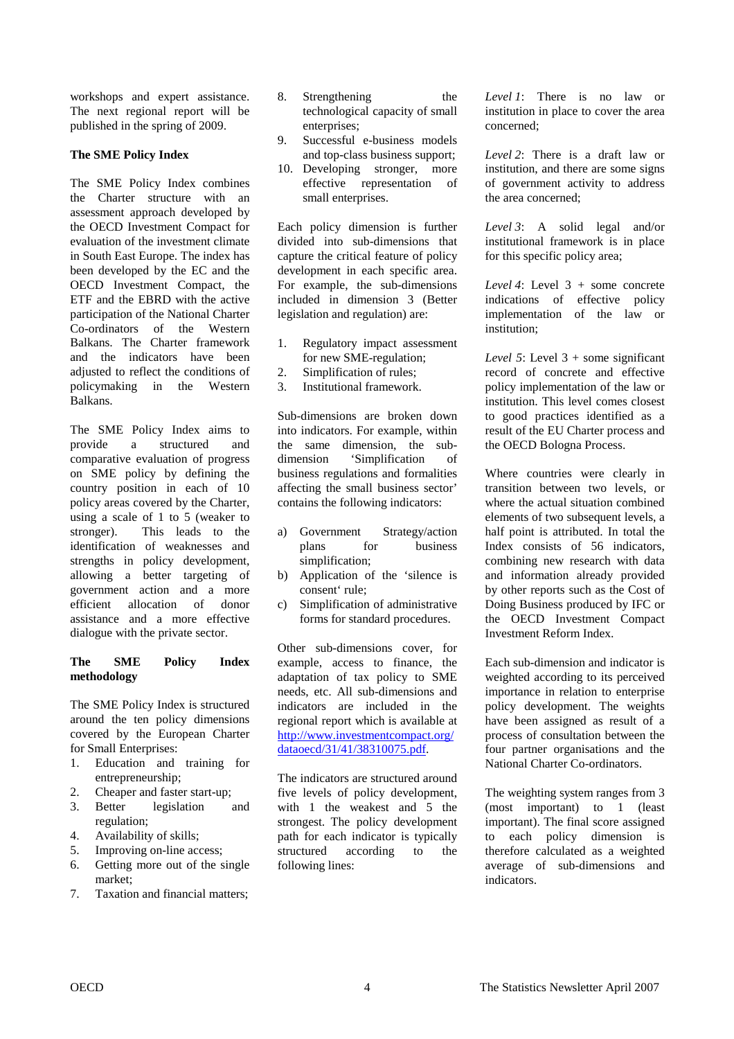workshops and expert assistance. The next regional report will be published in the spring of 2009.

**The SME Policy Index**

The SME Policy Index combines the Charter structure with an assessment approach developed by the OECD Investment Compact for evaluation of the investment climate in South East Europe. The index has been developed by the EC and the OECD Investment Compact, the ETF and the EBRD with the active participation of the National Charter Co-ordinators of the Western Balkans. The Charter framework and the indicators have been adjusted to reflect the conditions of policymaking in the Western Balkans.

The SME Policy Index aims to provide a structured and comparative evaluation of progress on SME policy by defining the country position in each of 10 policy areas covered by the Charter, using a scale of 1 to 5 (weaker to stronger). This leads to the identification of weaknesses and strengths in policy development, allowing a better targeting of government action and a more efficient allocation of donor assistance and a more effective dialogue with the private sector.

**The SME Policy Index methodology**

The SME Policy Index is structured around the ten policy dimensions covered by the European Charter for Small Enterprises:

1. Education and training for entrepreneurship;
2. Cheaper and faster start-up;
3. Better legislation and regulation;
4. Availability of skills;
5. Improving on-line access;
6. Getting more out of the single market;
7. Taxation and financial matters;
8. Strengthening the technological capacity of small enterprises;
9. Successful e-business models and top-class business support;
10. Developing stronger, more effective representation of small enterprises.

Each policy dimension is further divided into sub-dimensions that capture the critical feature of policy development in each specific area. For example, the sub-dimensions included in dimension 3 (Better legislation and regulation) are:

1. Regulatory impact assessment for new SME-regulation;
2. Simplification of rules;
3. Institutional framework.

Sub-dimensions are broken down into indicators. For example, within the same dimension, the sub-dimension 'Simplification of business regulations and formalities affecting the small business sector' contains the following indicators:

a) Government Strategy/action plans for business simplification;
b) Application of the 'silence is consent' rule;
c) Simplification of administrative forms for standard procedures.

Other sub-dimensions cover, for example, access to finance, the adaptation of tax policy to SME needs, etc. All sub-dimensions and indicators are included in the regional report which is available at [http://www.investmentcompact.org/dataoecd/31/41/38310075.pdf](http://www.investmentcompact.org/dataoecd/31/41/38310075.pdf).

The indicators are structured around five levels of policy development, with 1 the weakest and 5 the strongest. The policy development path for each indicator is typically structured according to the following lines:

*Level 1*: There is no law or institution in place to cover the area concerned;

*Level 2*: There is a draft law or institution, and there are some signs of government activity to address the area concerned;

*Level 3*: A solid legal and/or institutional framework is in place for this specific policy area;

*Level 4*: Level 3 + some concrete indications of effective policy implementation of the law or institution;

*Level 5*: Level 3 + some significant record of concrete and effective policy implementation of the law or institution. This level comes closest to good practices identified as a result of the EU Charter process and the OECD Bologna Process.

Where countries were clearly in transition between two levels, or where the actual situation combined elements of two subsequent levels, a half point is attributed. In total the Index consists of 56 indicators, combining new research with data and information already provided by other reports such as the Cost of Doing Business produced by IFC or the OECD Investment Compact Investment Reform Index.

Each sub-dimension and indicator is weighted according to its perceived importance in relation to enterprise policy development. The weights have been assigned as result of a process of consultation between the four partner organisations and the National Charter Co-ordinators.

The weighting system ranges from 3 (most important) to 1 (least important). The final score assigned to each policy dimension is therefore calculated as a weighted average of sub-dimensions and indicators.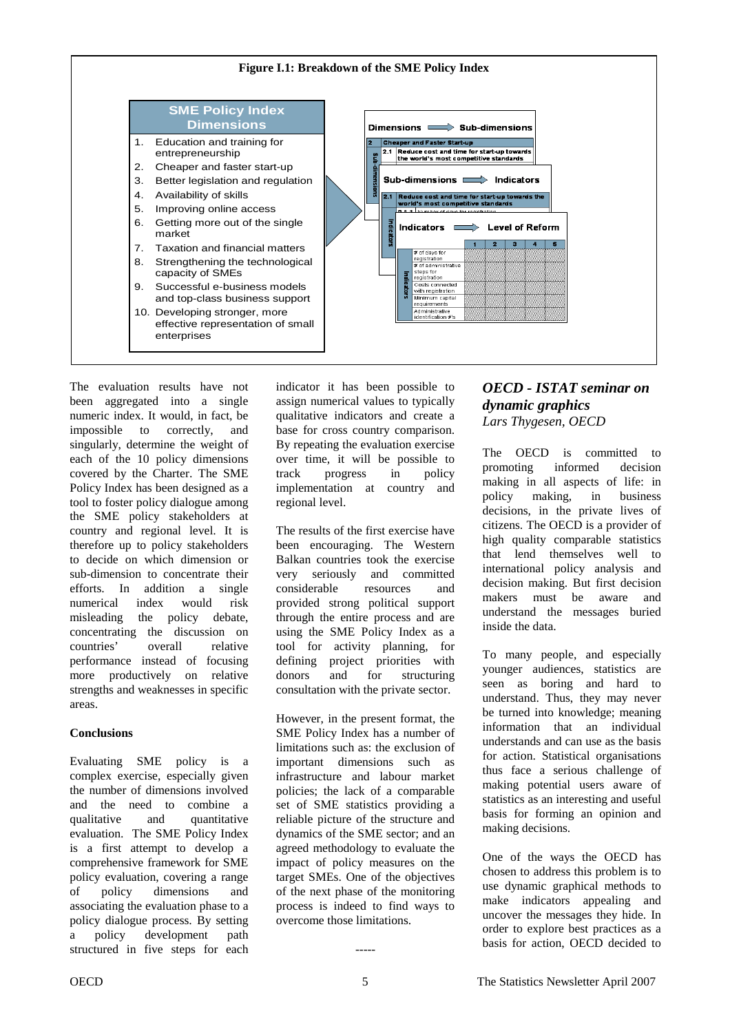**Figure I.1: Breakdown of the SME Policy Index**

**SME Policy Index Dimensions**

1. Education and training for entrepreneurship
2. Cheaper and faster start-up
3. Better legislation and regulation
4. Availability of skills
5. Improving online access
6. Getting more out of the single market
7. Taxation and financial matters
8. Strengthening the technological capacity of SMEs
9. Successful e-business models and top-class business support
10. Developing stronger, more effective representation of small enterprises

Dimensions ⟹ Sub-dimensions

2 Cheaper and Faster Start-up

2.1 Reduce cost and time for start-up towards the world's most competitive standards

Sub-dimensions ⟹ Indicators

2.1 Reduce cost and time for start-up towards the world's most competitive standards

Indicators ⟹ Level of Reform

| Indicators | 1 | 2 | 3 | 4 | 5 |
|---|---|---|---|---|---|
| # of days for registration | | | | | |
| # of administrative steps for registration | | | | | |
| Costs connected with registration | | | | | |
| Minimum capital requirements | | | | | |
| Administrative identification #'s | | | | | |

The evaluation results have not been aggregated into a single numeric index. It would, in fact, be impossible to correctly, and singularly, determine the weight of each of the 10 policy dimensions covered by the Charter. The SME Policy Index has been designed as a tool to foster policy dialogue among the SME policy stakeholders at country and regional level. It is therefore up to policy stakeholders to decide on which dimension or sub-dimension to concentrate their efforts. In addition a single numerical index would risk misleading the policy debate, concentrating the discussion on countries' overall relative performance instead of focusing more productively on relative strengths and weaknesses in specific areas.

**Conclusions**

Evaluating SME policy is a complex exercise, especially given the number of dimensions involved and the need to combine a qualitative and quantitative evaluation. The SME Policy Index is a first attempt to develop a comprehensive framework for SME policy evaluation, covering a range of policy dimensions and associating the evaluation phase to a policy dialogue process. By setting a policy development path structured in five steps for each indicator it has been possible to assign numerical values to typically qualitative indicators and create a base for cross country comparison. By repeating the evaluation exercise over time, it will be possible to track progress in policy implementation at country and regional level.

The results of the first exercise have been encouraging. The Western Balkan countries took the exercise very seriously and committed considerable resources and provided strong political support through the entire process and are using the SME Policy Index as a tool for activity planning, for defining project priorities with donors and for structuring consultation with the private sector.

However, in the present format, the SME Policy Index has a number of limitations such as: the exclusion of important dimensions such as infrastructure and labour market policies; the lack of a comparable set of SME statistics providing a reliable picture of the structure and dynamics of the SME sector; and an agreed methodology to evaluate the impact of policy measures on the target SMEs. One of the objectives of the next phase of the monitoring process is indeed to find ways to overcome those limitations.

-----

## *OECD - ISTAT seminar on dynamic graphics*

*Lars Thygesen, OECD*

The OECD is committed to promoting informed decision making in all aspects of life: in policy making, in business decisions, in the private lives of citizens. The OECD is a provider of high quality comparable statistics that lend themselves well to international policy analysis and decision making. But first decision makers must be aware and understand the messages buried inside the data.

To many people, and especially younger audiences, statistics are seen as boring and hard to understand. Thus, they may never be turned into knowledge; meaning information that an individual understands and can use as the basis for action. Statistical organisations thus face a serious challenge of making potential users aware of statistics as an interesting and useful basis for forming an opinion and making decisions.

One of the ways the OECD has chosen to address this problem is to use dynamic graphical methods to make indicators appealing and uncover the messages they hide. In order to explore best practices as a basis for action, OECD decided to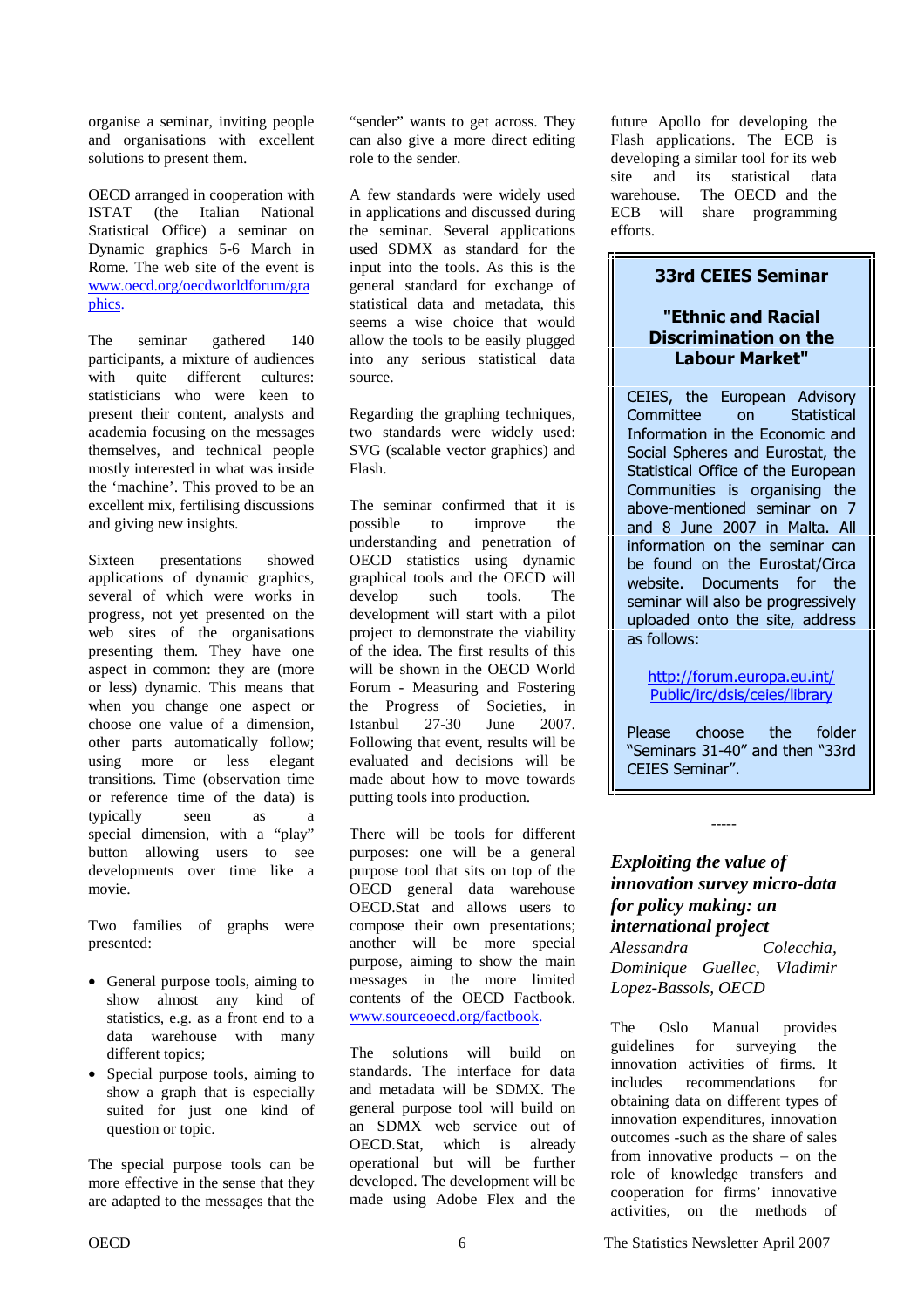organise a seminar, inviting people and organisations with excellent solutions to present them.

OECD arranged in cooperation with ISTAT (the Italian National Statistical Office) a seminar on Dynamic graphics 5-6 March in Rome. The web site of the event is www.oecd.org/oecdworldforum/graphics.

The seminar gathered 140 participants, a mixture of audiences with quite different cultures: statisticians who were keen to present their content, analysts and academia focusing on the messages themselves, and technical people mostly interested in what was inside the 'machine'. This proved to be an excellent mix, fertilising discussions and giving new insights.

Sixteen presentations showed applications of dynamic graphics, several of which were works in progress, not yet presented on the web sites of the organisations presenting them. They have one aspect in common: they are (more or less) dynamic. This means that when you change one aspect or choose one value of a dimension, other parts automatically follow; using more or less elegant transitions. Time (observation time or reference time of the data) is typically seen as a special dimension, with a "play" button allowing users to see developments over time like a movie.

Two families of graphs were presented:

- General purpose tools, aiming to show almost any kind of statistics, e.g. as a front end to a data warehouse with many different topics;
- Special purpose tools, aiming to show a graph that is especially suited for just one kind of question or topic.

The special purpose tools can be more effective in the sense that they are adapted to the messages that the "sender" wants to get across. They can also give a more direct editing role to the sender.

A few standards were widely used in applications and discussed during the seminar. Several applications used SDMX as standard for the input into the tools. As this is the general standard for exchange of statistical data and metadata, this seems a wise choice that would allow the tools to be easily plugged into any serious statistical data source.

Regarding the graphing techniques, two standards were widely used: SVG (scalable vector graphics) and Flash.

The seminar confirmed that it is possible to improve the understanding and penetration of OECD statistics using dynamic graphical tools and the OECD will develop such tools. The development will start with a pilot project to demonstrate the viability of the idea. The first results of this will be shown in the OECD World Forum - Measuring and Fostering the Progress of Societies, in Istanbul 27-30 June 2007. Following that event, results will be evaluated and decisions will be made about how to move towards putting tools into production.

There will be tools for different purposes: one will be a general purpose tool that sits on top of the OECD general data warehouse OECD.Stat and allows users to compose their own presentations; another will be more special purpose, aiming to show the main messages in the more limited contents of the OECD Factbook. www.sourceoecd.org/factbook.

The solutions will build on standards. The interface for data and metadata will be SDMX. The general purpose tool will build on an SDMX web service out of OECD.Stat, which is already operational but will be further developed. The development will be made using Adobe Flex and the future Apollo for developing the Flash applications. The ECB is developing a similar tool for its web site and its statistical data warehouse. The OECD and the ECB will share programming efforts.

> **33rd CEIES Seminar**
>
> **"Ethnic and Racial Discrimination on the Labour Market"**
>
> CEIES, the European Advisory Committee on Statistical Information in the Economic and Social Spheres and Eurostat, the Statistical Office of the European Communities is organising the above-mentioned seminar on 7 and 8 June 2007 in Malta. All information on the seminar can be found on the Eurostat/Circa website. Documents for the seminar will also be progressively uploaded onto the site, address as follows:
>
> http://forum.europa.eu.int/Public/irc/dsis/ceies/library
>
> Please choose the folder "Seminars 31-40" and then "33rd CEIES Seminar".

-----

## *Exploiting the value of innovation survey micro-data for policy making: an international project*

*Alessandra Colecchia, Dominique Guellec, Vladimir Lopez-Bassols, OECD*

The Oslo Manual provides guidelines for surveying the innovation activities of firms. It includes recommendations for obtaining data on different types of innovation expenditures, innovation outcomes -such as the share of sales from innovative products – on the role of knowledge transfers and cooperation for firms' innovative activities, on the methods of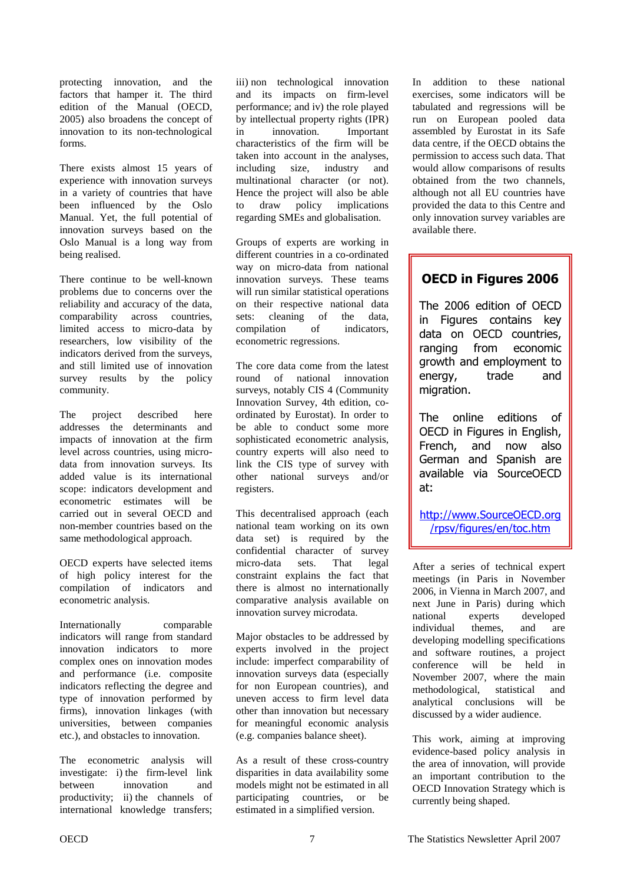protecting innovation, and the factors that hamper it. The third edition of the Manual (OECD, 2005) also broadens the concept of innovation to its non-technological forms.

There exists almost 15 years of experience with innovation surveys in a variety of countries that have been influenced by the Oslo Manual. Yet, the full potential of innovation surveys based on the Oslo Manual is a long way from being realised.

There continue to be well-known problems due to concerns over the reliability and accuracy of the data, comparability across countries, limited access to micro-data by researchers, low visibility of the indicators derived from the surveys, and still limited use of innovation survey results by the policy community.

The project described here addresses the determinants and impacts of innovation at the firm level across countries, using micro-data from innovation surveys. Its added value is its international scope: indicators development and econometric estimates will be carried out in several OECD and non-member countries based on the same methodological approach.

OECD experts have selected items of high policy interest for the compilation of indicators and econometric analysis.

Internationally comparable indicators will range from standard innovation indicators to more complex ones on innovation modes and performance (i.e. composite indicators reflecting the degree and type of innovation performed by firms), innovation linkages (with universities, between companies etc.), and obstacles to innovation.

The econometric analysis will investigate: i) the firm-level link between innovation and productivity; ii) the channels of international knowledge transfers; iii) non technological innovation and its impacts on firm-level performance; and iv) the role played by intellectual property rights (IPR) in innovation. Important characteristics of the firm will be taken into account in the analyses, including size, industry and multinational character (or not). Hence the project will also be able to draw policy implications regarding SMEs and globalisation.

Groups of experts are working in different countries in a co-ordinated way on micro-data from national innovation surveys. These teams will run similar statistical operations on their respective national data sets: cleaning of the data, compilation of indicators, econometric regressions.

The core data come from the latest round of national innovation surveys, notably CIS 4 (Community Innovation Survey, 4th edition, co-ordinated by Eurostat). In order to be able to conduct some more sophisticated econometric analysis, country experts will also need to link the CIS type of survey with other national surveys and/or registers.

This decentralised approach (each national team working on its own data set) is required by the confidential character of survey micro-data sets. That legal constraint explains the fact that there is almost no internationally comparative analysis available on innovation survey microdata.

Major obstacles to be addressed by experts involved in the project include: imperfect comparability of innovation surveys data (especially for non European countries), and uneven access to firm level data other than innovation but necessary for meaningful economic analysis (e.g. companies balance sheet).

As a result of these cross-country disparities in data availability some models might not be estimated in all participating countries, or be estimated in a simplified version.

In addition to these national exercises, some indicators will be tabulated and regressions will be run on European pooled data assembled by Eurostat in its Safe data centre, if the OECD obtains the permission to access such data. That would allow comparisons of results obtained from the two channels, although not all EU countries have provided the data to this Centre and only innovation survey variables are available there.

> ## OECD in Figures 2006
>
> The 2006 edition of OECD in Figures contains key data on OECD countries, ranging from economic growth and employment to energy, trade and migration.
>
> The online editions of OECD in Figures in English, French, and now also German and Spanish are available via SourceOECD at:
>
> [http://www.SourceOECD.org/rpsv/figures/en/toc.htm](http://www.SourceOECD.org/rpsv/figures/en/toc.htm)

After a series of technical expert meetings (in Paris in November 2006, in Vienna in March 2007, and next June in Paris) during which national experts developed individual themes, and are developing modelling specifications and software routines, a project conference will be held in November 2007, where the main methodological, statistical and analytical conclusions will be discussed by a wider audience.

This work, aiming at improving evidence-based policy analysis in the area of innovation, will provide an important contribution to the OECD Innovation Strategy which is currently being shaped.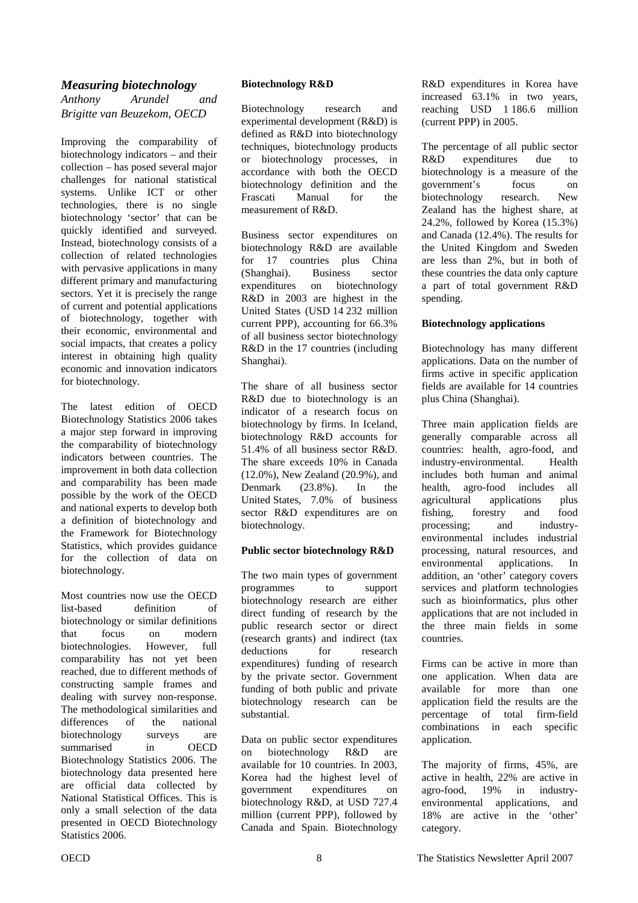## *Measuring biotechnology*

*Anthony Arundel and Brigitte van Beuzekom, OECD*

Improving the comparability of biotechnology indicators – and their collection – has posed several major challenges for national statistical systems. Unlike ICT or other technologies, there is no single biotechnology 'sector' that can be quickly identified and surveyed. Instead, biotechnology consists of a collection of related technologies with pervasive applications in many different primary and manufacturing sectors. Yet it is precisely the range of current and potential applications of biotechnology, together with their economic, environmental and social impacts, that creates a policy interest in obtaining high quality economic and innovation indicators for biotechnology.

The latest edition of OECD Biotechnology Statistics 2006 takes a major step forward in improving the comparability of biotechnology indicators between countries. The improvement in both data collection and comparability has been made possible by the work of the OECD and national experts to develop both a definition of biotechnology and the Framework for Biotechnology Statistics, which provides guidance for the collection of data on biotechnology.

Most countries now use the OECD list-based definition of biotechnology or similar definitions that focus on modern biotechnologies. However, full comparability has not yet been reached, due to different methods of constructing sample frames and dealing with survey non-response. The methodological similarities and differences of the national biotechnology surveys are summarised in OECD Biotechnology Statistics 2006. The biotechnology data presented here are official data collected by National Statistical Offices. This is only a small selection of the data presented in OECD Biotechnology Statistics 2006.

**Biotechnology R&D**

Biotechnology research and experimental development (R&D) is defined as R&D into biotechnology techniques, biotechnology products or biotechnology processes, in accordance with both the OECD biotechnology definition and the Frascati Manual for the measurement of R&D.

Business sector expenditures on biotechnology R&D are available for 17 countries plus China (Shanghai). Business sector expenditures on biotechnology R&D in 2003 are highest in the United States (USD 14 232 million current PPP), accounting for 66.3% of all business sector biotechnology R&D in the 17 countries (including Shanghai).

The share of all business sector R&D due to biotechnology is an indicator of a research focus on biotechnology by firms. In Iceland, biotechnology R&D accounts for 51.4% of all business sector R&D. The share exceeds 10% in Canada (12.0%), New Zealand (20.9%), and Denmark (23.8%). In the United States, 7.0% of business sector R&D expenditures are on biotechnology.

**Public sector biotechnology R&D**

The two main types of government programmes to support biotechnology research are either direct funding of research by the public research sector or direct (research grants) and indirect (tax deductions for research expenditures) funding of research by the private sector. Government funding of both public and private biotechnology research can be substantial.

Data on public sector expenditures on biotechnology R&D are available for 10 countries. In 2003, Korea had the highest level of government expenditures on biotechnology R&D, at USD 727.4 million (current PPP), followed by Canada and Spain. Biotechnology R&D expenditures in Korea have increased 63.1% in two years, reaching USD 1 186.6 million (current PPP) in 2005.

The percentage of all public sector R&D expenditures due to biotechnology is a measure of the government's focus on biotechnology research. New Zealand has the highest share, at 24.2%, followed by Korea (15.3%) and Canada (12.4%). The results for the United Kingdom and Sweden are less than 2%, but in both of these countries the data only capture a part of total government R&D spending.

**Biotechnology applications**

Biotechnology has many different applications. Data on the number of firms active in specific application fields are available for 14 countries plus China (Shanghai).

Three main application fields are generally comparable across all countries: health, agro-food, and industry-environmental. Health includes both human and animal health, agro-food includes all agricultural applications plus fishing, forestry and food processing; and industry-environmental includes industrial processing, natural resources, and environmental applications. In addition, an 'other' category covers services and platform technologies such as bioinformatics, plus other applications that are not included in the three main fields in some countries.

Firms can be active in more than one application. When data are available for more than one application field the results are the percentage of total firm-field combinations in each specific application.

The majority of firms, 45%, are active in health, 22% are active in agro-food, 19% in industry-environmental applications, and 18% are active in the 'other' category.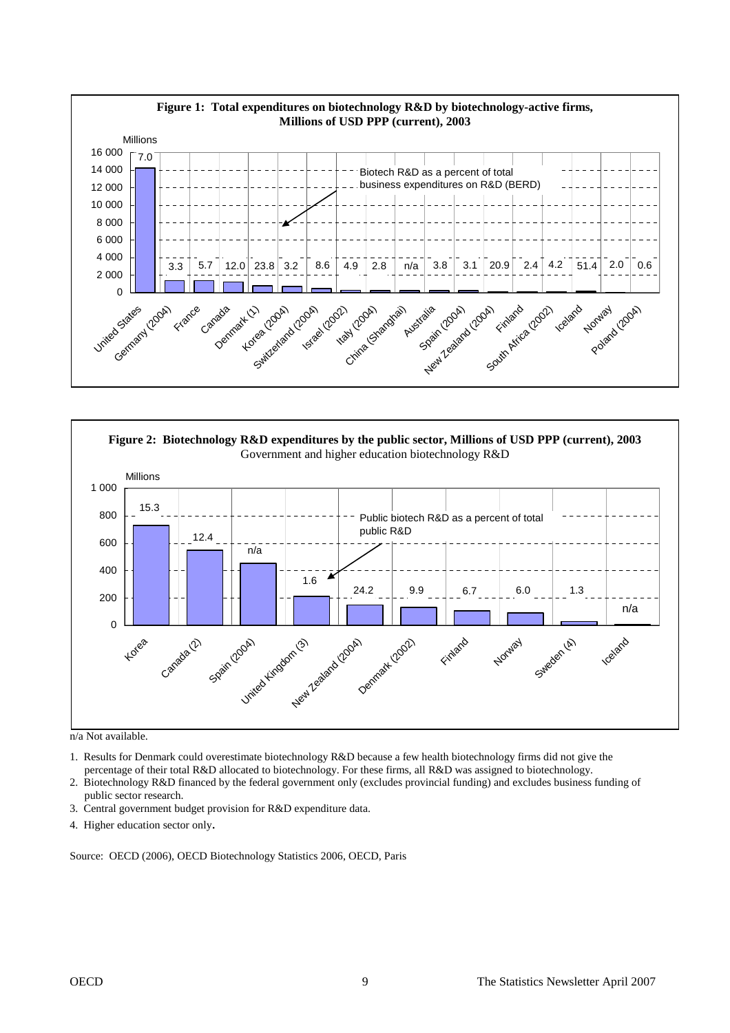**Figure 1: Total expenditures on biotechnology R&D by biotechnology-active firms, Millions of USD PPP (current), 2003**

Millions

Biotech R&D as a percent of total business expenditures on R&D (BERD)

| Country | Biotech R&D as a percent of total BERD |
|---|---|
| United States | 7.0 |
| Germany (2004) | 3.3 |
| France | 5.7 |
| Canada | 12.0 |
| Denmark (1) | 23.8 |
| Korea (2004) | 3.2 |
| Switzerland (2004) | 8.6 |
| Israel (2002) | 4.9 |
| Italy (2004) | 2.8 |
| China (Shanghai) | n/a |
| Australia | 3.8 |
| Spain (2004) | 3.1 |
| New Zealand (2004) | 20.9 |
| Finland | 2.4 |
| South Africa (2002) | 4.2 |
| Iceland | 51.4 |
| Norway | 2.0 |
| Poland (2004) | 0.6 |

**Figure 2: Biotechnology R&D expenditures by the public sector, Millions of USD PPP (current), 2003**
Government and higher education biotechnology R&D

Millions

Public biotech R&D as a percent of total public R&D

| Country | Public biotech R&D as a percent of total public R&D |
|---|---|
| Korea | 15.3 |
| Canada (2) | 12.4 |
| Spain (2004) | n/a |
| United Kingdom (3) | 1.6 |
| New Zealand (2004) | 24.2 |
| Denmark (2002) | 9.9 |
| Finland | 6.7 |
| Norway | 6.0 |
| Sweden (4) | 1.3 |
| Iceland | n/a |

n/a Not available.

1. Results for Denmark could overestimate biotechnology R&D because a few health biotechnology firms did not give the percentage of their total R&D allocated to biotechnology. For these firms, all R&D was assigned to biotechnology.
2. Biotechnology R&D financed by the federal government only (excludes provincial funding) and excludes business funding of public sector research.
3. Central government budget provision for R&D expenditure data.
4. Higher education sector only.

Source: OECD (2006), OECD Biotechnology Statistics 2006, OECD, Paris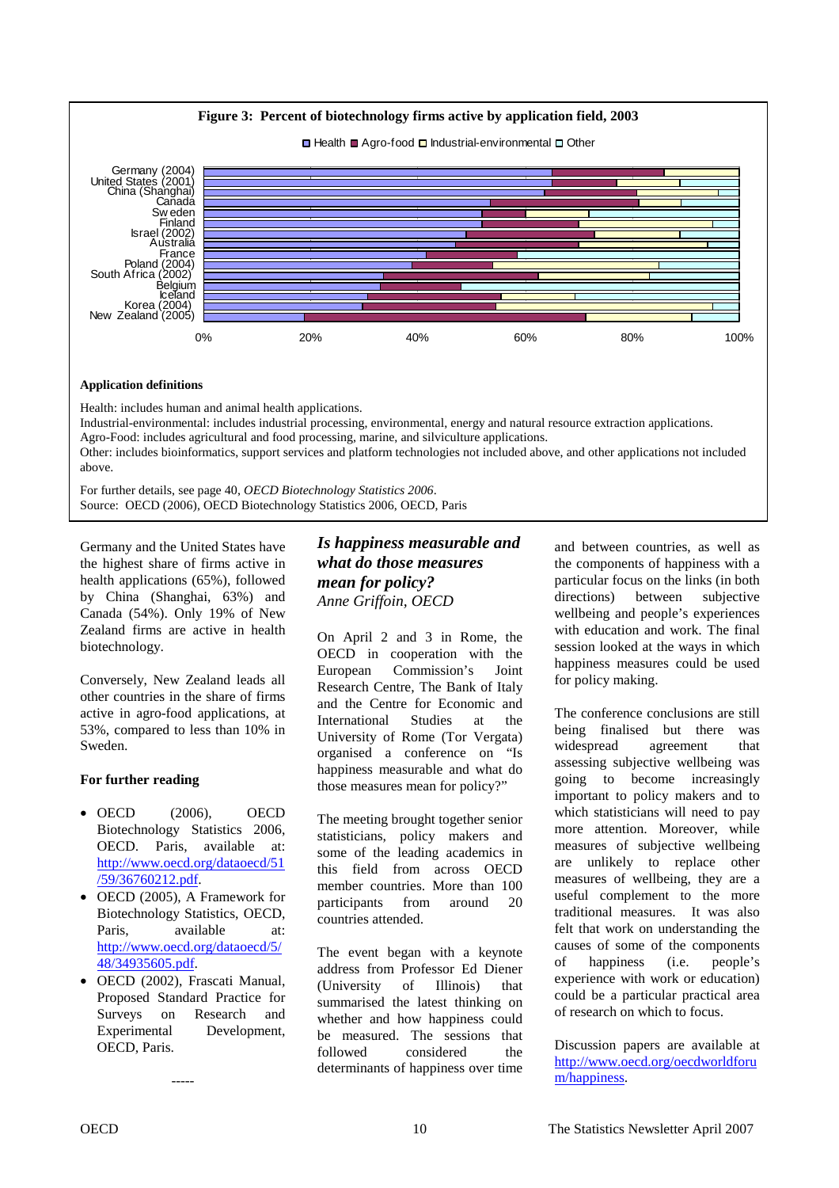**Figure 3: Percent of biotechnology firms active by application field, 2003**

Health | Agro-food | Industrial-environmental | Other

Germany (2004), United States (2001), China (Shanghai), Canada, Sweden, Finland, Israel (2002), Australia, France, Poland (2004), South Africa (2002), Belgium, Iceland, Korea (2004), New Zealand (2005)

0% 20% 40% 60% 80% 100%

**Application definitions**

Health: includes human and animal health applications.
Industrial-environmental: includes industrial processing, environmental, energy and natural resource extraction applications.
Agro-Food: includes agricultural and food processing, marine, and silviculture applications.
Other: includes bioinformatics, support services and platform technologies not included above, and other applications not included above.

For further details, see page 40, *OECD Biotechnology Statistics 2006*.
Source: OECD (2006), OECD Biotechnology Statistics 2006, OECD, Paris

Germany and the United States have the highest share of firms active in health applications (65%), followed by China (Shanghai, 63%) and Canada (54%). Only 19% of New Zealand firms are active in health biotechnology.

Conversely, New Zealand leads all other countries in the share of firms active in agro-food applications, at 53%, compared to less than 10% in Sweden.

**For further reading**

- OECD (2006), OECD Biotechnology Statistics 2006, OECD. Paris, available at: http://www.oecd.org/dataoecd/51/59/36760212.pdf.
- OECD (2005), A Framework for Biotechnology Statistics, OECD, Paris, available at: http://www.oecd.org/dataoecd/5/48/34935605.pdf.
- OECD (2002), Frascati Manual, Proposed Standard Practice for Surveys on Research and Experimental Development, OECD, Paris.

-----

## *Is happiness measurable and what do those measures mean for policy?*

*Anne Griffoin, OECD*

On April 2 and 3 in Rome, the OECD in cooperation with the European Commission's Joint Research Centre, The Bank of Italy and the Centre for Economic and International Studies at the University of Rome (Tor Vergata) organised a conference on "Is happiness measurable and what do those measures mean for policy?"

The meeting brought together senior statisticians, policy makers and some of the leading academics in this field from across OECD member countries. More than 100 participants from around 20 countries attended.

The event began with a keynote address from Professor Ed Diener (University of Illinois) that summarised the latest thinking on whether and how happiness could be measured. The sessions that followed considered the determinants of happiness over time and between countries, as well as the components of happiness with a particular focus on the links (in both directions) between subjective wellbeing and people's experiences with education and work. The final session looked at the ways in which happiness measures could be used for policy making.

The conference conclusions are still being finalised but there was widespread agreement that assessing subjective wellbeing was going to become increasingly important to policy makers and to which statisticians will need to pay more attention. Moreover, while measures of subjective wellbeing are unlikely to replace other measures of wellbeing, they are a useful complement to the more traditional measures. It was also felt that work on understanding the causes of some of the components of happiness (i.e. people's experience with work or education) could be a particular practical area of research on which to focus.

Discussion papers are available at http://www.oecd.org/oecdworldforum/happiness.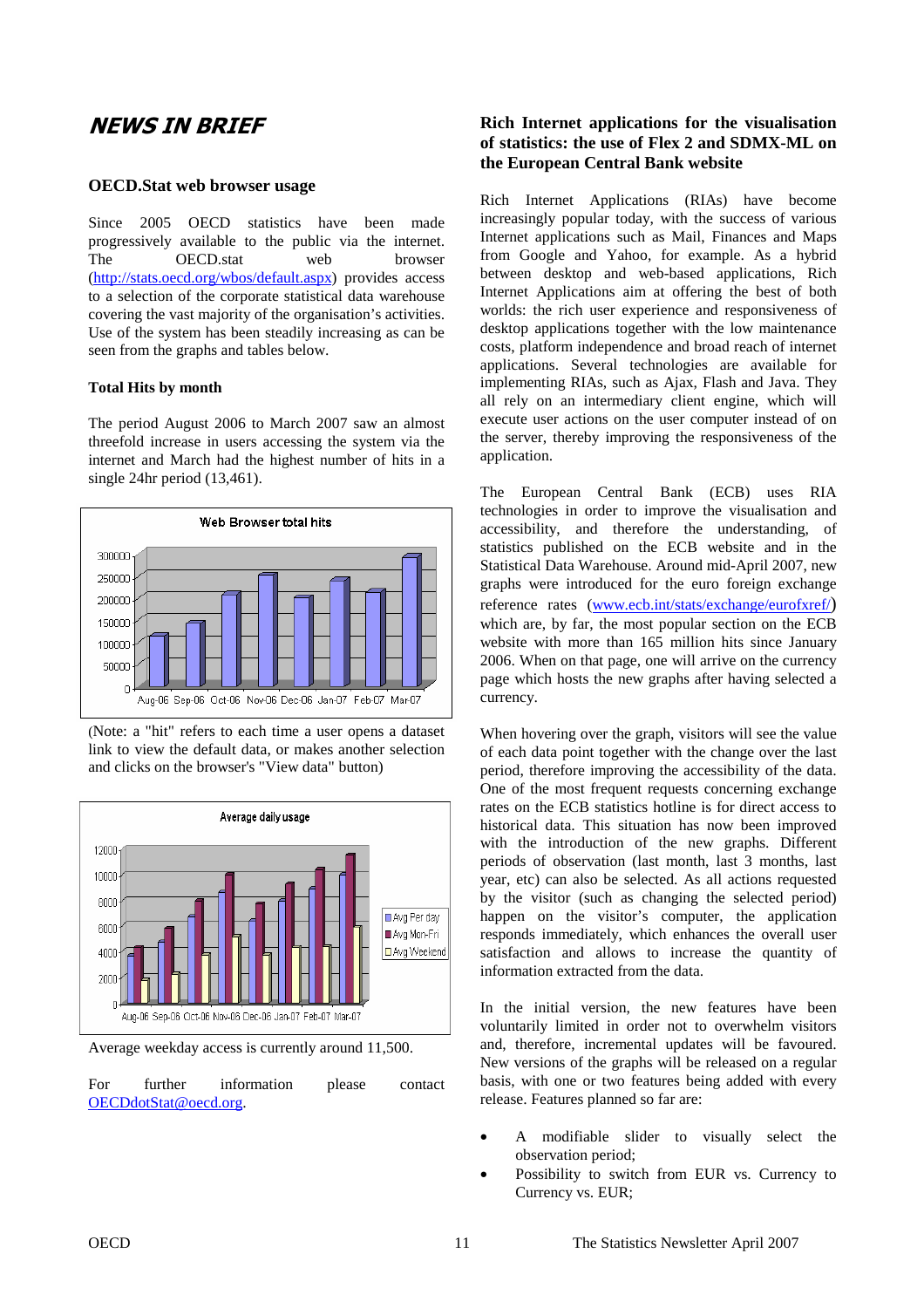# NEWS IN BRIEF

## OECD.Stat web browser usage

Since 2005 OECD statistics have been made progressively available to the public via the internet. The OECD.stat web browser (http://stats.oecd.org/wbos/default.aspx) provides access to a selection of the corporate statistical data warehouse covering the vast majority of the organisation's activities. Use of the system has been steadily increasing as can be seen from the graphs and tables below.

### Total Hits by month

The period August 2006 to March 2007 saw an almost threefold increase in users accessing the system via the internet and March had the highest number of hits in a single 24hr period (13,461).

(Note: a "hit" refers to each time a user opens a dataset link to view the default data, or makes another selection and clicks on the browser's "View data" button)

Average weekday access is currently around 11,500.

For further information please contact OECDdotStat@oecd.org.

## Rich Internet applications for the visualisation of statistics: the use of Flex 2 and SDMX-ML on the European Central Bank website

Rich Internet Applications (RIAs) have become increasingly popular today, with the success of various Internet applications such as Mail, Finances and Maps from Google and Yahoo, for example. As a hybrid between desktop and web-based applications, Rich Internet Applications aim at offering the best of both worlds: the rich user experience and responsiveness of desktop applications together with the low maintenance costs, platform independence and broad reach of internet applications. Several technologies are available for implementing RIAs, such as Ajax, Flash and Java. They all rely on an intermediary client engine, which will execute user actions on the user computer instead of on the server, thereby improving the responsiveness of the application.

The European Central Bank (ECB) uses RIA technologies in order to improve the visualisation and accessibility, and therefore the understanding, of statistics published on the ECB website and in the Statistical Data Warehouse. Around mid-April 2007, new graphs were introduced for the euro foreign exchange reference rates (www.ecb.int/stats/exchange/eurofxref/) which are, by far, the most popular section on the ECB website with more than 165 million hits since January 2006. When on that page, one will arrive on the currency page which hosts the new graphs after having selected a currency.

When hovering over the graph, visitors will see the value of each data point together with the change over the last period, therefore improving the accessibility of the data. One of the most frequent requests concerning exchange rates on the ECB statistics hotline is for direct access to historical data. This situation has now been improved with the introduction of the new graphs. Different periods of observation (last month, last 3 months, last year, etc) can also be selected. As all actions requested by the visitor (such as changing the selected period) happen on the visitor's computer, the application responds immediately, which enhances the overall user satisfaction and allows to increase the quantity of information extracted from the data.

In the initial version, the new features have been voluntarily limited in order not to overwhelm visitors and, therefore, incremental updates will be favoured. New versions of the graphs will be released on a regular basis, with one or two features being added with every release. Features planned so far are:

- A modifiable slider to visually select the observation period;
- Possibility to switch from EUR vs. Currency to Currency vs. EUR;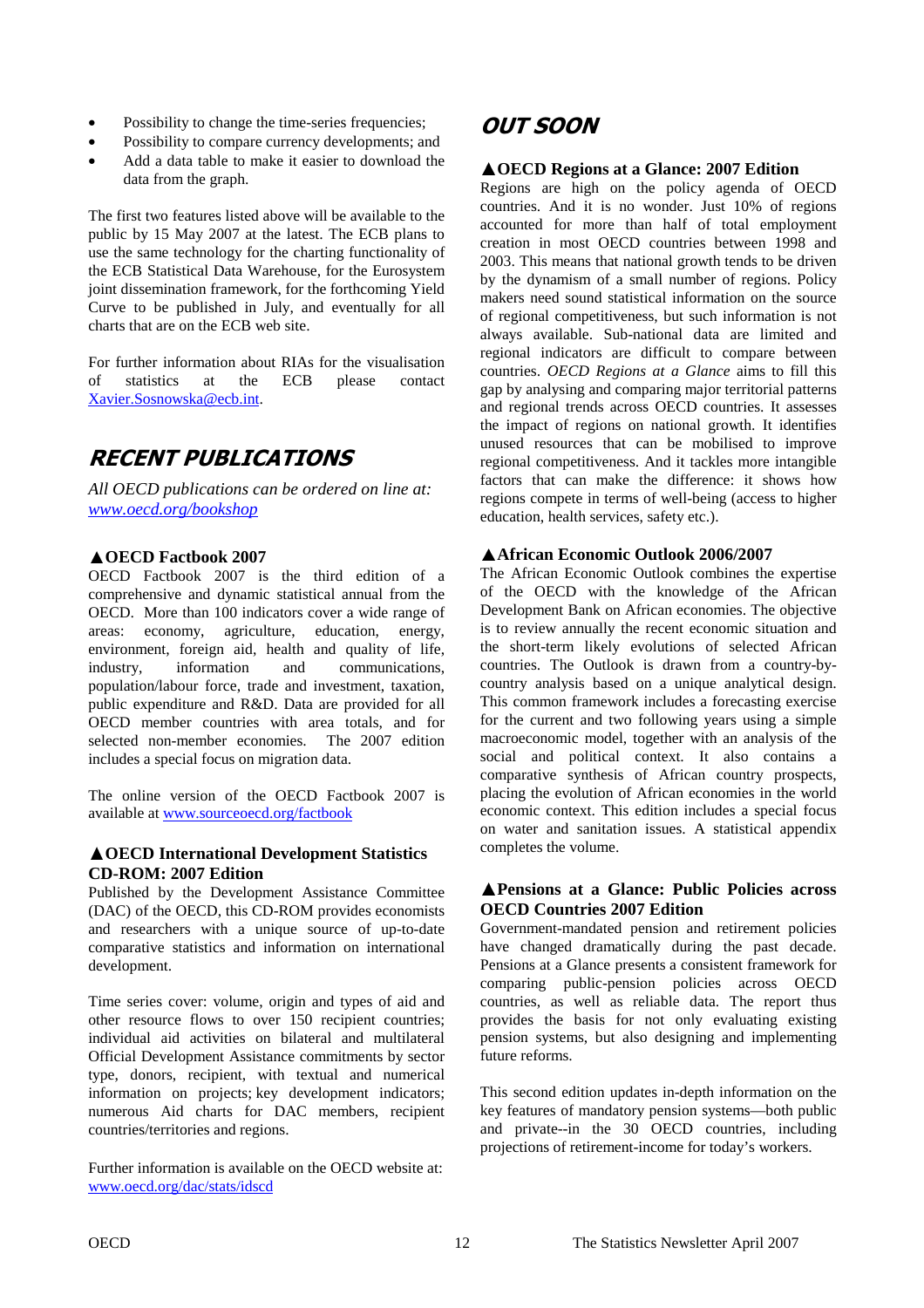- Possibility to change the time-series frequencies;
- Possibility to compare currency developments; and
- Add a data table to make it easier to download the data from the graph.

The first two features listed above will be available to the public by 15 May 2007 at the latest. The ECB plans to use the same technology for the charting functionality of the ECB Statistical Data Warehouse, for the Eurosystem joint dissemination framework, for the forthcoming Yield Curve to be published in July, and eventually for all charts that are on the ECB web site.

For further information about RIAs for the visualisation of statistics at the ECB please contact Xavier.Sosnowska@ecb.int.

## RECENT PUBLICATIONS

*All OECD publications can be ordered on line at: www.oecd.org/bookshop*

### ▲OECD Factbook 2007

OECD Factbook 2007 is the third edition of a comprehensive and dynamic statistical annual from the OECD. More than 100 indicators cover a wide range of areas: economy, agriculture, education, energy, environment, foreign aid, health and quality of life, industry, information and communications, population/labour force, trade and investment, taxation, public expenditure and R&D. Data are provided for all OECD member countries with area totals, and for selected non-member economies. The 2007 edition includes a special focus on migration data.

The online version of the OECD Factbook 2007 is available at www.sourceoecd.org/factbook

### ▲OECD International Development Statistics CD-ROM: 2007 Edition

Published by the Development Assistance Committee (DAC) of the OECD, this CD-ROM provides economists and researchers with a unique source of up-to-date comparative statistics and information on international development.

Time series cover: volume, origin and types of aid and other resource flows to over 150 recipient countries; individual aid activities on bilateral and multilateral Official Development Assistance commitments by sector type, donors, recipient, with textual and numerical information on projects; key development indicators; numerous Aid charts for DAC members, recipient countries/territories and regions.

Further information is available on the OECD website at: www.oecd.org/dac/stats/idscd

## OUT SOON

### ▲OECD Regions at a Glance: 2007 Edition

Regions are high on the policy agenda of OECD countries. And it is no wonder. Just 10% of regions accounted for more than half of total employment creation in most OECD countries between 1998 and 2003. This means that national growth tends to be driven by the dynamism of a small number of regions. Policy makers need sound statistical information on the source of regional competitiveness, but such information is not always available. Sub-national data are limited and regional indicators are difficult to compare between countries. *OECD Regions at a Glance* aims to fill this gap by analysing and comparing major territorial patterns and regional trends across OECD countries. It assesses the impact of regions on national growth. It identifies unused resources that can be mobilised to improve regional competitiveness. And it tackles more intangible factors that can make the difference: it shows how regions compete in terms of well-being (access to higher education, health services, safety etc.).

### ▲African Economic Outlook 2006/2007

The African Economic Outlook combines the expertise of the OECD with the knowledge of the African Development Bank on African economies. The objective is to review annually the recent economic situation and the short-term likely evolutions of selected African countries. The Outlook is drawn from a country-by-country analysis based on a unique analytical design. This common framework includes a forecasting exercise for the current and two following years using a simple macroeconomic model, together with an analysis of the social and political context. It also contains a comparative synthesis of African country prospects, placing the evolution of African economies in the world economic context. This edition includes a special focus on water and sanitation issues. A statistical appendix completes the volume.

### ▲Pensions at a Glance: Public Policies across OECD Countries 2007 Edition

Government-mandated pension and retirement policies have changed dramatically during the past decade. Pensions at a Glance presents a consistent framework for comparing public-pension policies across OECD countries, as well as reliable data. The report thus provides the basis for not only evaluating existing pension systems, but also designing and implementing future reforms.

This second edition updates in-depth information on the key features of mandatory pension systems—both public and private--in the 30 OECD countries, including projections of retirement-income for today's workers.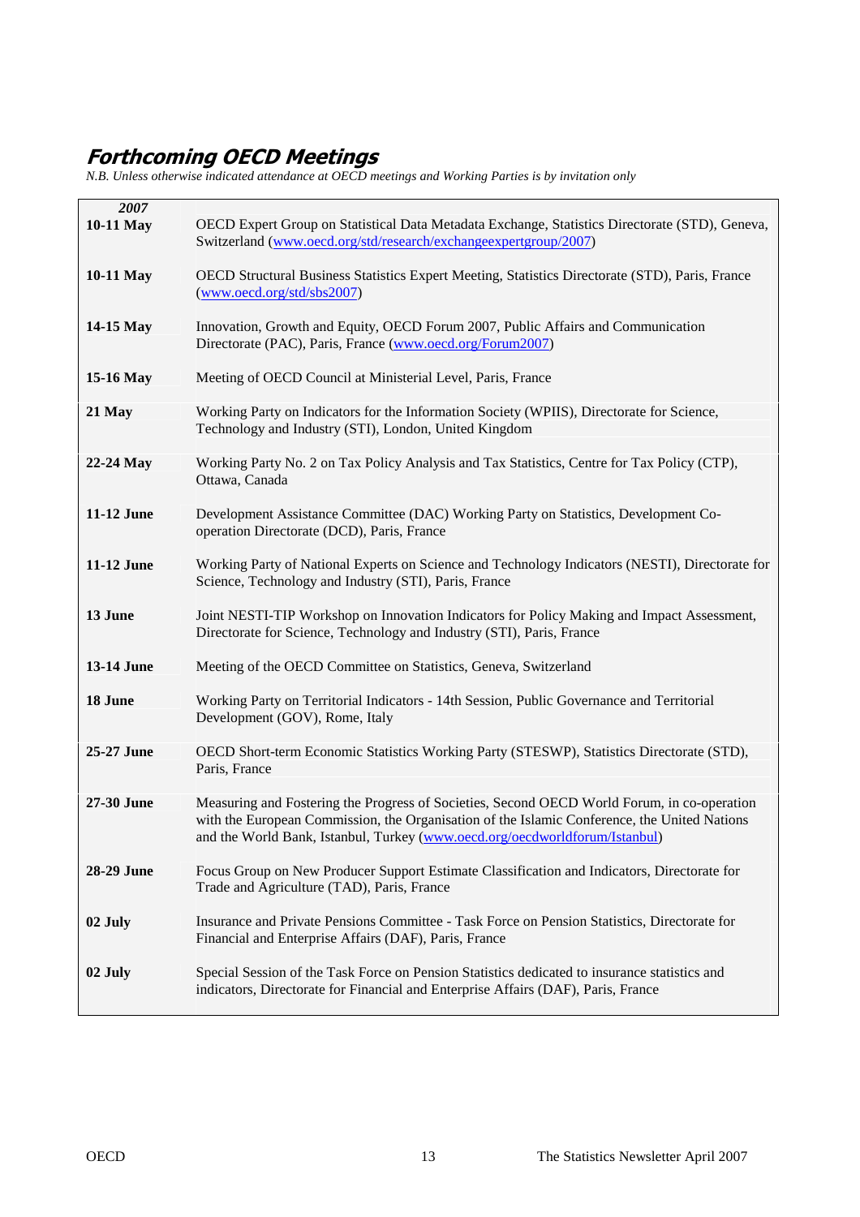## *Forthcoming OECD Meetings*

*N.B. Unless otherwise indicated attendance at OECD meetings and Working Parties is by invitation only*

| *2007* | |
|---|---|
| **10-11 May** | OECD Expert Group on Statistical Data Metadata Exchange, Statistics Directorate (STD), Geneva, Switzerland (www.oecd.org/std/research/exchangeexpertgroup/2007) |
| **10-11 May** | OECD Structural Business Statistics Expert Meeting, Statistics Directorate (STD), Paris, France (www.oecd.org/std/sbs2007) |
| **14-15 May** | Innovation, Growth and Equity, OECD Forum 2007, Public Affairs and Communication Directorate (PAC), Paris, France (www.oecd.org/Forum2007) |
| **15-16 May** | Meeting of OECD Council at Ministerial Level, Paris, France |
| **21 May** | Working Party on Indicators for the Information Society (WPIIS), Directorate for Science, Technology and Industry (STI), London, United Kingdom |
| **22-24 May** | Working Party No. 2 on Tax Policy Analysis and Tax Statistics, Centre for Tax Policy (CTP), Ottawa, Canada |
| **11-12 June** | Development Assistance Committee (DAC) Working Party on Statistics, Development Co-operation Directorate (DCD), Paris, France |
| **11-12 June** | Working Party of National Experts on Science and Technology Indicators (NESTI), Directorate for Science, Technology and Industry (STI), Paris, France |
| **13 June** | Joint NESTI-TIP Workshop on Innovation Indicators for Policy Making and Impact Assessment, Directorate for Science, Technology and Industry (STI), Paris, France |
| **13-14 June** | Meeting of the OECD Committee on Statistics, Geneva, Switzerland |
| **18 June** | Working Party on Territorial Indicators - 14th Session, Public Governance and Territorial Development (GOV), Rome, Italy |
| **25-27 June** | OECD Short-term Economic Statistics Working Party (STESWP), Statistics Directorate (STD), Paris, France |
| **27-30 June** | Measuring and Fostering the Progress of Societies, Second OECD World Forum, in co-operation with the European Commission, the Organisation of the Islamic Conference, the United Nations and the World Bank, Istanbul, Turkey (www.oecd.org/oecdworldforum/Istanbul) |
| **28-29 June** | Focus Group on New Producer Support Estimate Classification and Indicators, Directorate for Trade and Agriculture (TAD), Paris, France |
| **02 July** | Insurance and Private Pensions Committee - Task Force on Pension Statistics, Directorate for Financial and Enterprise Affairs (DAF), Paris, France |
| **02 July** | Special Session of the Task Force on Pension Statistics dedicated to insurance statistics and indicators, Directorate for Financial and Enterprise Affairs (DAF), Paris, France |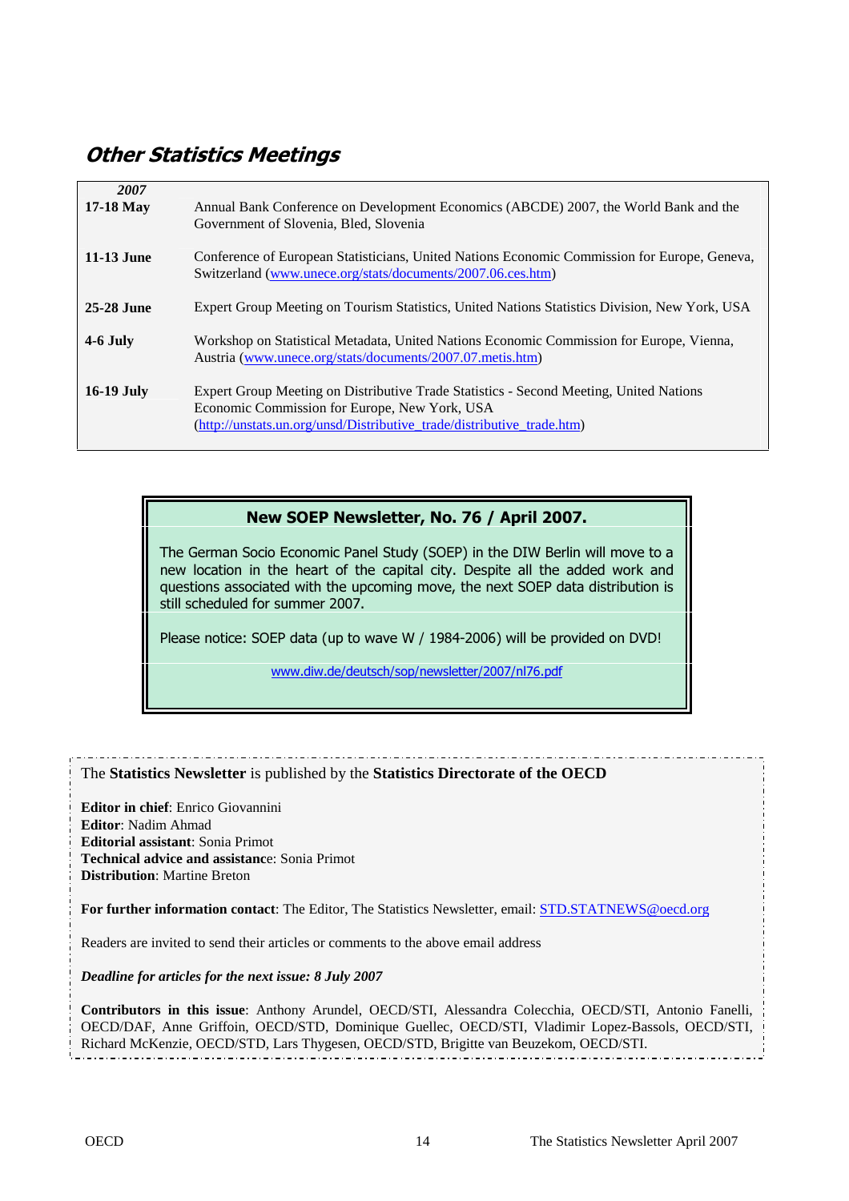## Other Statistics Meetings

| | |
|---|---|
| *2007* | |
| **17-18 May** | Annual Bank Conference on Development Economics (ABCDE) 2007, the World Bank and the Government of Slovenia, Bled, Slovenia |
| **11-13 June** | Conference of European Statisticians, United Nations Economic Commission for Europe, Geneva, Switzerland (www.unece.org/stats/documents/2007.06.ces.htm) |
| **25-28 June** | Expert Group Meeting on Tourism Statistics, United Nations Statistics Division, New York, USA |
| **4-6 July** | Workshop on Statistical Metadata, United Nations Economic Commission for Europe, Vienna, Austria (www.unece.org/stats/documents/2007.07.metis.htm) |
| **16-19 July** | Expert Group Meeting on Distributive Trade Statistics - Second Meeting, United Nations Economic Commission for Europe, New York, USA (http://unstats.un.org/unsd/Distributive_trade/distributive_trade.htm) |

**New SOEP Newsletter, No. 76 / April 2007.**

The German Socio Economic Panel Study (SOEP) in the DIW Berlin will move to a new location in the heart of the capital city. Despite all the added work and questions associated with the upcoming move, the next SOEP data distribution is still scheduled for summer 2007.

Please notice: SOEP data (up to wave W / 1984-2006) will be provided on DVD!

www.diw.de/deutsch/sop/newsletter/2007/nl76.pdf

The **Statistics Newsletter** is published by the **Statistics Directorate of the OECD**

**Editor in chief**: Enrico Giovannini
**Editor**: Nadim Ahmad
**Editorial assistant**: Sonia Primot
**Technical advice and assistance**: Sonia Primot
**Distribution**: Martine Breton

**For further information contact**: The Editor, The Statistics Newsletter, email: STD.STATNEWS@oecd.org

Readers are invited to send their articles or comments to the above email address

***Deadline for articles for the next issue: 8 July 2007***

**Contributors in this issue**: Anthony Arundel, OECD/STI, Alessandra Colecchia, OECD/STI, Antonio Fanelli, OECD/DAF, Anne Griffoin, OECD/STD, Dominique Guellec, OECD/STI, Vladimir Lopez-Bassols, OECD/STI, Richard McKenzie, OECD/STD, Lars Thygesen, OECD/STD, Brigitte van Beuzekom, OECD/STI.